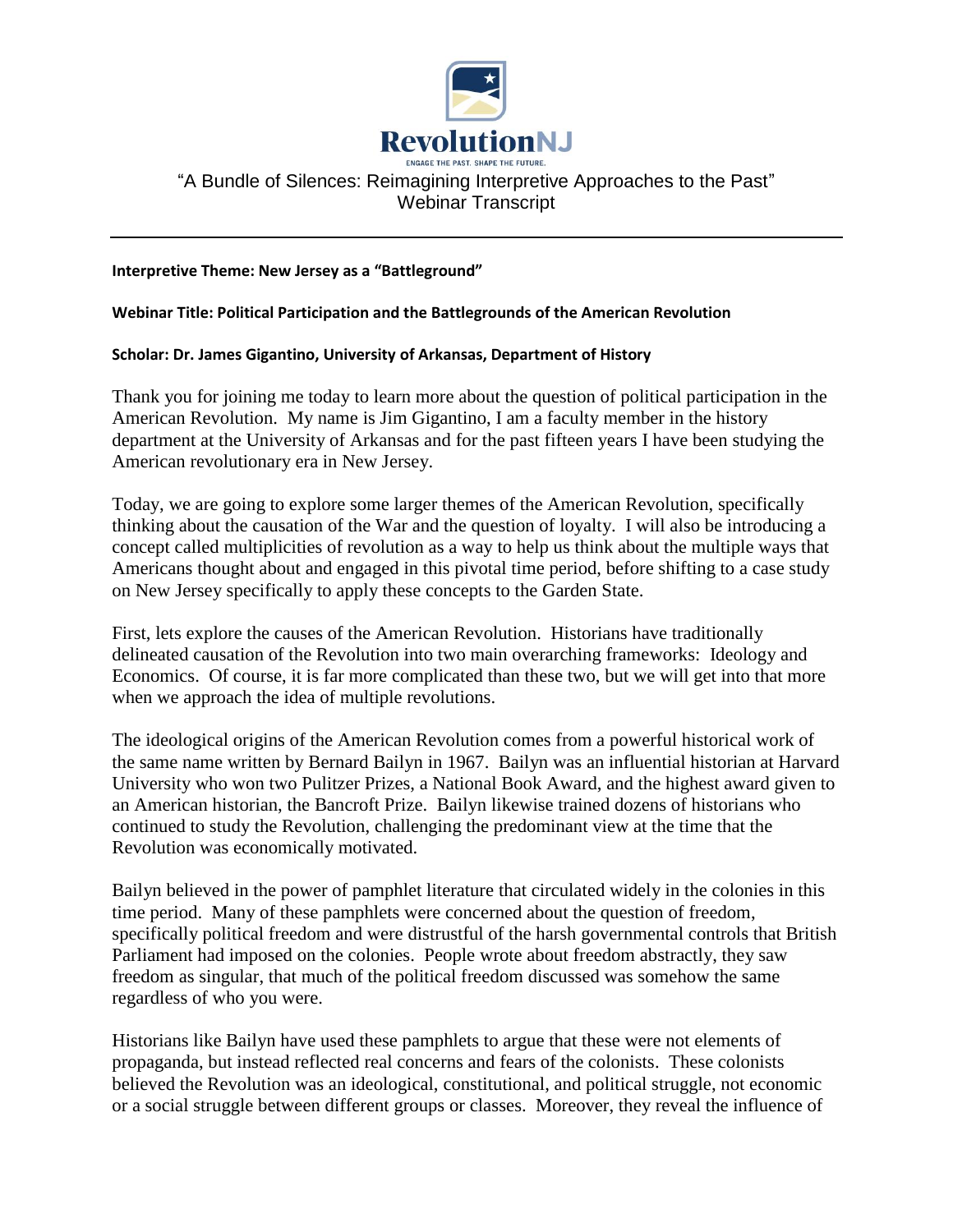RevolutionNJ

ENGAGE THE PAST. SHAPE THE FUTURE.

# "A Bundle of Silences: Reimagining Interpretive Approaches to the Past" Webinar Transcript

**Interpretive Theme: New Jersey as a "Battleground"**

**Webinar Title: Political Participation and the Battlegrounds of the American Revolution**

**Scholar: Dr. James Gigantino, University of Arkansas, Department of History**

Thank you for joining me today to learn more about the question of political participation in the American Revolution. My name is Jim Gigantino, I am a faculty member in the history department at the University of Arkansas and for the past fifteen years I have been studying the American revolutionary era in New Jersey.

Today, we are going to explore some larger themes of the American Revolution, specifically thinking about the causation of the War and the question of loyalty. I will also be introducing a concept called multiplicities of revolution as a way to help us think about the multiple ways that Americans thought about and engaged in this pivotal time period, before shifting to a case study on New Jersey specifically to apply these concepts to the Garden State.

First, lets explore the causes of the American Revolution. Historians have traditionally delineated causation of the Revolution into two main overarching frameworks: Ideology and Economics. Of course, it is far more complicated than these two, but we will get into that more when we approach the idea of multiple revolutions.

The ideological origins of the American Revolution comes from a powerful historical work of the same name written by Bernard Bailyn in 1967. Bailyn was an influential historian at Harvard University who won two Pulitzer Prizes, a National Book Award, and the highest award given to an American historian, the Bancroft Prize. Bailyn likewise trained dozens of historians who continued to study the Revolution, challenging the predominant view at the time that the Revolution was economically motivated.

Bailyn believed in the power of pamphlet literature that circulated widely in the colonies in this time period. Many of these pamphlets were concerned about the question of freedom, specifically political freedom and were distrustful of the harsh governmental controls that British Parliament had imposed on the colonies. People wrote about freedom abstractly, they saw freedom as singular, that much of the political freedom discussed was somehow the same regardless of who you were.

Historians like Bailyn have used these pamphlets to argue that these were not elements of propaganda, but instead reflected real concerns and fears of the colonists. These colonists believed the Revolution was an ideological, constitutional, and political struggle, not economic or a social struggle between different groups or classes. Moreover, they reveal the influence of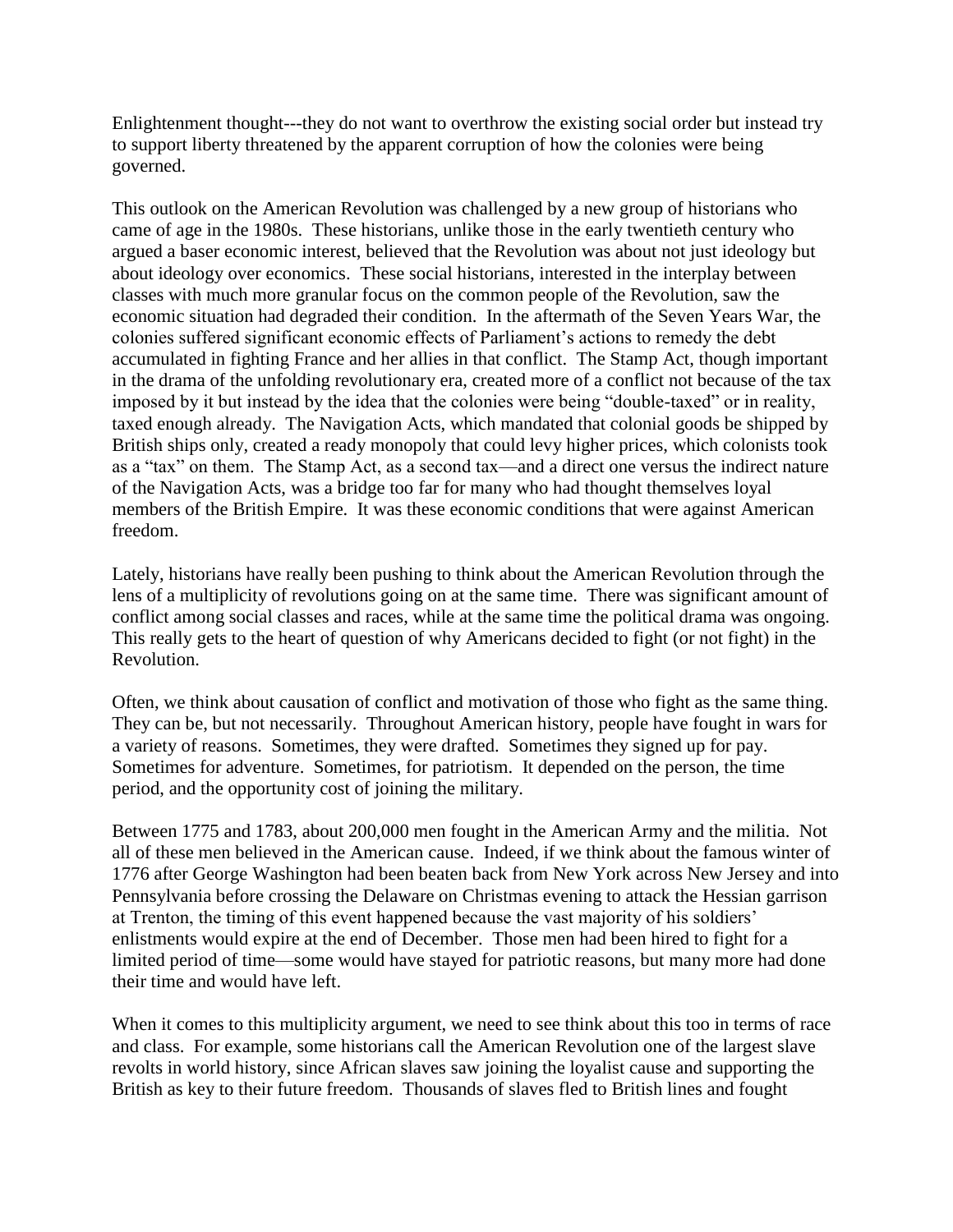Enlightenment thought---they do not want to overthrow the existing social order but instead try to support liberty threatened by the apparent corruption of how the colonies were being governed.

This outlook on the American Revolution was challenged by a new group of historians who came of age in the 1980s. These historians, unlike those in the early twentieth century who argued a baser economic interest, believed that the Revolution was about not just ideology but about ideology over economics. These social historians, interested in the interplay between classes with much more granular focus on the common people of the Revolution, saw the economic situation had degraded their condition. In the aftermath of the Seven Years War, the colonies suffered significant economic effects of Parliament's actions to remedy the debt accumulated in fighting France and her allies in that conflict. The Stamp Act, though important in the drama of the unfolding revolutionary era, created more of a conflict not because of the tax imposed by it but instead by the idea that the colonies were being "double-taxed" or in reality, taxed enough already. The Navigation Acts, which mandated that colonial goods be shipped by British ships only, created a ready monopoly that could levy higher prices, which colonists took as a "tax" on them. The Stamp Act, as a second tax—and a direct one versus the indirect nature of the Navigation Acts, was a bridge too far for many who had thought themselves loyal members of the British Empire. It was these economic conditions that were against American freedom.

Lately, historians have really been pushing to think about the American Revolution through the lens of a multiplicity of revolutions going on at the same time. There was significant amount of conflict among social classes and races, while at the same time the political drama was ongoing. This really gets to the heart of question of why Americans decided to fight (or not fight) in the Revolution.

Often, we think about causation of conflict and motivation of those who fight as the same thing. They can be, but not necessarily. Throughout American history, people have fought in wars for a variety of reasons. Sometimes, they were drafted. Sometimes they signed up for pay. Sometimes for adventure. Sometimes, for patriotism. It depended on the person, the time period, and the opportunity cost of joining the military.

Between 1775 and 1783, about 200,000 men fought in the American Army and the militia. Not all of these men believed in the American cause. Indeed, if we think about the famous winter of 1776 after George Washington had been beaten back from New York across New Jersey and into Pennsylvania before crossing the Delaware on Christmas evening to attack the Hessian garrison at Trenton, the timing of this event happened because the vast majority of his soldiers' enlistments would expire at the end of December. Those men had been hired to fight for a limited period of time—some would have stayed for patriotic reasons, but many more had done their time and would have left.

When it comes to this multiplicity argument, we need to see think about this too in terms of race and class. For example, some historians call the American Revolution one of the largest slave revolts in world history, since African slaves saw joining the loyalist cause and supporting the British as key to their future freedom. Thousands of slaves fled to British lines and fought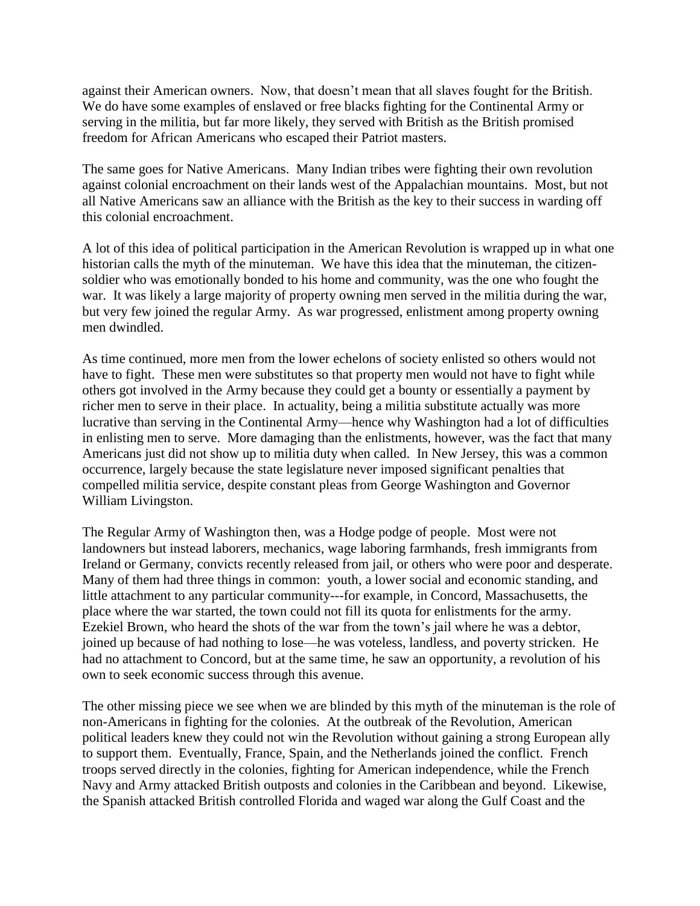against their American owners. Now, that doesn't mean that all slaves fought for the British. We do have some examples of enslaved or free blacks fighting for the Continental Army or serving in the militia, but far more likely, they served with British as the British promised freedom for African Americans who escaped their Patriot masters.

The same goes for Native Americans. Many Indian tribes were fighting their own revolution against colonial encroachment on their lands west of the Appalachian mountains. Most, but not all Native Americans saw an alliance with the British as the key to their success in warding off this colonial encroachment.

A lot of this idea of political participation in the American Revolution is wrapped up in what one historian calls the myth of the minuteman. We have this idea that the minuteman, the citizen-soldier who was emotionally bonded to his home and community, was the one who fought the war. It was likely a large majority of property owning men served in the militia during the war, but very few joined the regular Army. As war progressed, enlistment among property owning men dwindled.

As time continued, more men from the lower echelons of society enlisted so others would not have to fight. These men were substitutes so that property men would not have to fight while others got involved in the Army because they could get a bounty or essentially a payment by richer men to serve in their place. In actuality, being a militia substitute actually was more lucrative than serving in the Continental Army—hence why Washington had a lot of difficulties in enlisting men to serve. More damaging than the enlistments, however, was the fact that many Americans just did not show up to militia duty when called. In New Jersey, this was a common occurrence, largely because the state legislature never imposed significant penalties that compelled militia service, despite constant pleas from George Washington and Governor William Livingston.

The Regular Army of Washington then, was a Hodge podge of people. Most were not landowners but instead laborers, mechanics, wage laboring farmhands, fresh immigrants from Ireland or Germany, convicts recently released from jail, or others who were poor and desperate. Many of them had three things in common: youth, a lower social and economic standing, and little attachment to any particular community---for example, in Concord, Massachusetts, the place where the war started, the town could not fill its quota for enlistments for the army. Ezekiel Brown, who heard the shots of the war from the town's jail where he was a debtor, joined up because of had nothing to lose—he was voteless, landless, and poverty stricken. He had no attachment to Concord, but at the same time, he saw an opportunity, a revolution of his own to seek economic success through this avenue.

The other missing piece we see when we are blinded by this myth of the minuteman is the role of non-Americans in fighting for the colonies. At the outbreak of the Revolution, American political leaders knew they could not win the Revolution without gaining a strong European ally to support them. Eventually, France, Spain, and the Netherlands joined the conflict. French troops served directly in the colonies, fighting for American independence, while the French Navy and Army attacked British outposts and colonies in the Caribbean and beyond. Likewise, the Spanish attacked British controlled Florida and waged war along the Gulf Coast and the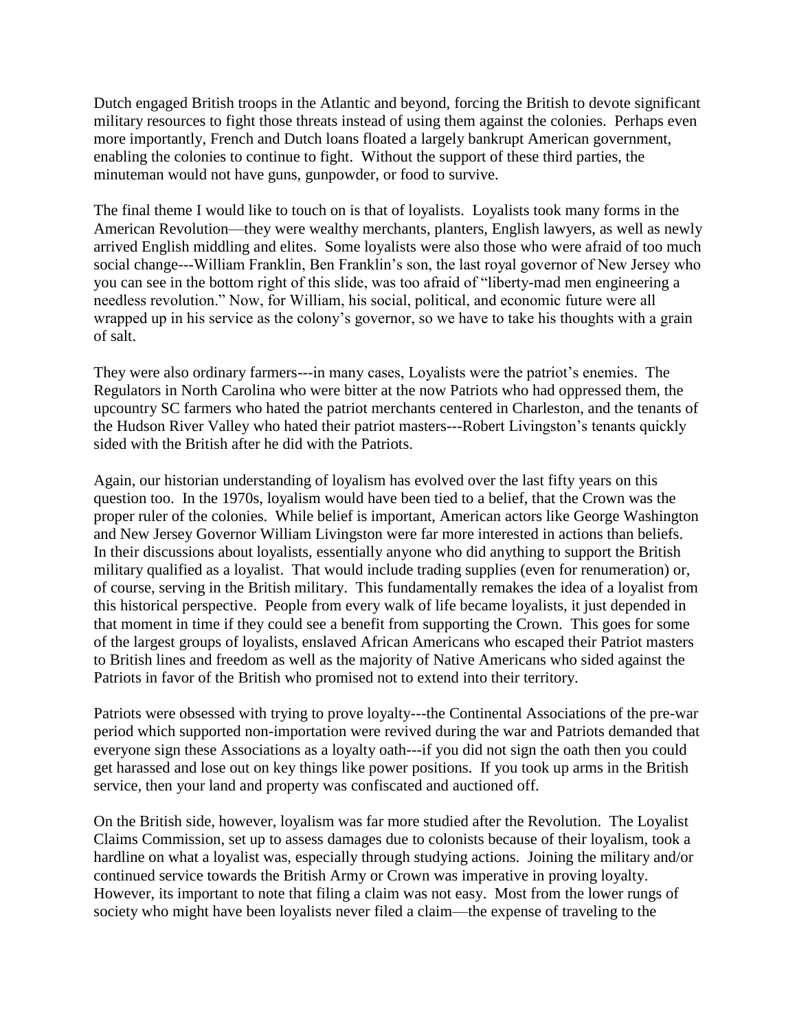Dutch engaged British troops in the Atlantic and beyond, forcing the British to devote significant military resources to fight those threats instead of using them against the colonies. Perhaps even more importantly, French and Dutch loans floated a largely bankrupt American government, enabling the colonies to continue to fight. Without the support of these third parties, the minuteman would not have guns, gunpowder, or food to survive.

The final theme I would like to touch on is that of loyalists. Loyalists took many forms in the American Revolution—they were wealthy merchants, planters, English lawyers, as well as newly arrived English middling and elites. Some loyalists were also those who were afraid of too much social change---William Franklin, Ben Franklin's son, the last royal governor of New Jersey who you can see in the bottom right of this slide, was too afraid of "liberty-mad men engineering a needless revolution." Now, for William, his social, political, and economic future were all wrapped up in his service as the colony's governor, so we have to take his thoughts with a grain of salt.

They were also ordinary farmers---in many cases, Loyalists were the patriot's enemies. The Regulators in North Carolina who were bitter at the now Patriots who had oppressed them, the upcountry SC farmers who hated the patriot merchants centered in Charleston, and the tenants of the Hudson River Valley who hated their patriot masters---Robert Livingston's tenants quickly sided with the British after he did with the Patriots.

Again, our historian understanding of loyalism has evolved over the last fifty years on this question too. In the 1970s, loyalism would have been tied to a belief, that the Crown was the proper ruler of the colonies. While belief is important, American actors like George Washington and New Jersey Governor William Livingston were far more interested in actions than beliefs. In their discussions about loyalists, essentially anyone who did anything to support the British military qualified as a loyalist. That would include trading supplies (even for renumeration) or, of course, serving in the British military. This fundamentally remakes the idea of a loyalist from this historical perspective. People from every walk of life became loyalists, it just depended in that moment in time if they could see a benefit from supporting the Crown. This goes for some of the largest groups of loyalists, enslaved African Americans who escaped their Patriot masters to British lines and freedom as well as the majority of Native Americans who sided against the Patriots in favor of the British who promised not to extend into their territory.

Patriots were obsessed with trying to prove loyalty---the Continental Associations of the pre-war period which supported non-importation were revived during the war and Patriots demanded that everyone sign these Associations as a loyalty oath---if you did not sign the oath then you could get harassed and lose out on key things like power positions. If you took up arms in the British service, then your land and property was confiscated and auctioned off.

On the British side, however, loyalism was far more studied after the Revolution. The Loyalist Claims Commission, set up to assess damages due to colonists because of their loyalism, took a hardline on what a loyalist was, especially through studying actions. Joining the military and/or continued service towards the British Army or Crown was imperative in proving loyalty. However, its important to note that filing a claim was not easy. Most from the lower rungs of society who might have been loyalists never filed a claim—the expense of traveling to the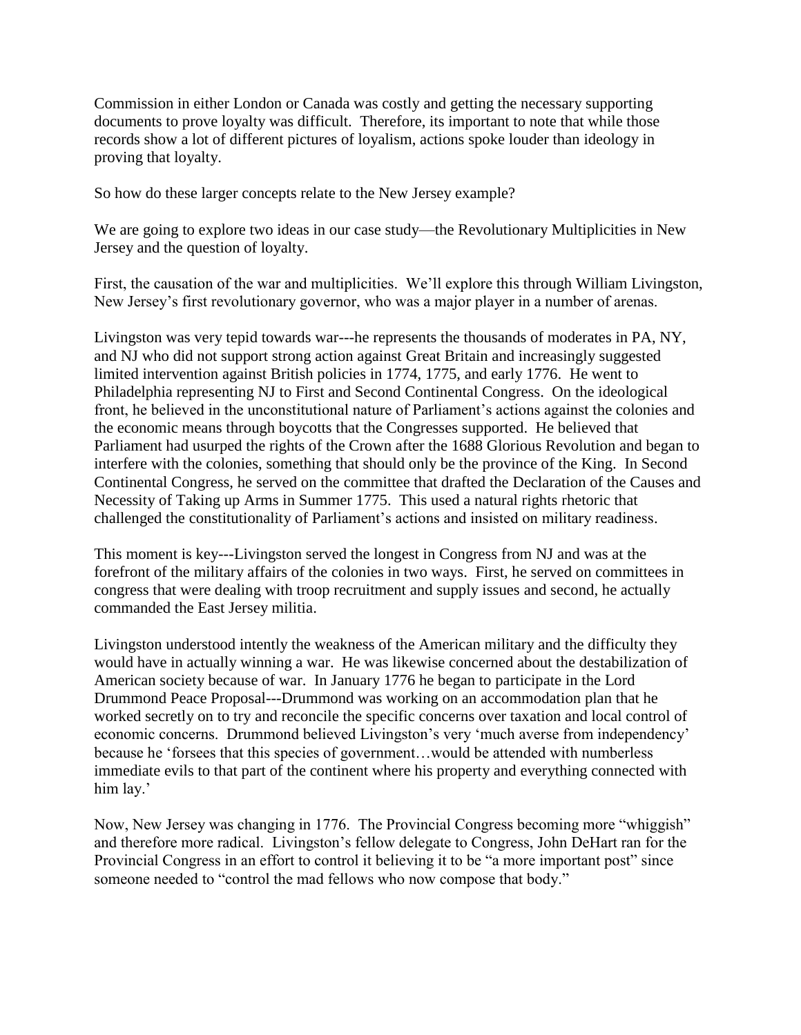Commission in either London or Canada was costly and getting the necessary supporting documents to prove loyalty was difficult. Therefore, its important to note that while those records show a lot of different pictures of loyalism, actions spoke louder than ideology in proving that loyalty.

So how do these larger concepts relate to the New Jersey example?

We are going to explore two ideas in our case study—the Revolutionary Multiplicities in New Jersey and the question of loyalty.

First, the causation of the war and multiplicities. We'll explore this through William Livingston, New Jersey's first revolutionary governor, who was a major player in a number of arenas.

Livingston was very tepid towards war---he represents the thousands of moderates in PA, NY, and NJ who did not support strong action against Great Britain and increasingly suggested limited intervention against British policies in 1774, 1775, and early 1776. He went to Philadelphia representing NJ to First and Second Continental Congress. On the ideological front, he believed in the unconstitutional nature of Parliament's actions against the colonies and the economic means through boycotts that the Congresses supported. He believed that Parliament had usurped the rights of the Crown after the 1688 Glorious Revolution and began to interfere with the colonies, something that should only be the province of the King. In Second Continental Congress, he served on the committee that drafted the Declaration of the Causes and Necessity of Taking up Arms in Summer 1775. This used a natural rights rhetoric that challenged the constitutionality of Parliament's actions and insisted on military readiness.

This moment is key---Livingston served the longest in Congress from NJ and was at the forefront of the military affairs of the colonies in two ways. First, he served on committees in congress that were dealing with troop recruitment and supply issues and second, he actually commanded the East Jersey militia.

Livingston understood intently the weakness of the American military and the difficulty they would have in actually winning a war. He was likewise concerned about the destabilization of American society because of war. In January 1776 he began to participate in the Lord Drummond Peace Proposal---Drummond was working on an accommodation plan that he worked secretly on to try and reconcile the specific concerns over taxation and local control of economic concerns. Drummond believed Livingston's very 'much averse from independency' because he 'forsees that this species of government…would be attended with numberless immediate evils to that part of the continent where his property and everything connected with him lay.'

Now, New Jersey was changing in 1776. The Provincial Congress becoming more "whiggish" and therefore more radical. Livingston's fellow delegate to Congress, John DeHart ran for the Provincial Congress in an effort to control it believing it to be "a more important post" since someone needed to "control the mad fellows who now compose that body."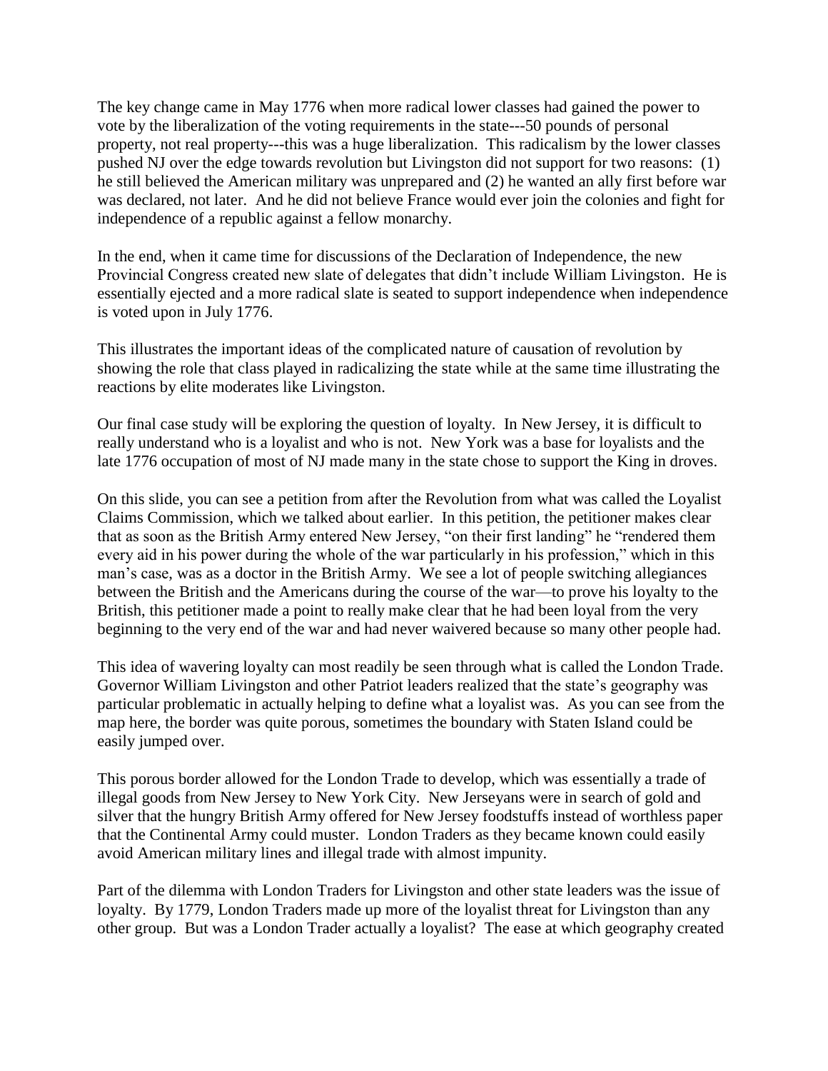The key change came in May 1776 when more radical lower classes had gained the power to vote by the liberalization of the voting requirements in the state---50 pounds of personal property, not real property---this was a huge liberalization. This radicalism by the lower classes pushed NJ over the edge towards revolution but Livingston did not support for two reasons: (1) he still believed the American military was unprepared and (2) he wanted an ally first before war was declared, not later. And he did not believe France would ever join the colonies and fight for independence of a republic against a fellow monarchy.

In the end, when it came time for discussions of the Declaration of Independence, the new Provincial Congress created new slate of delegates that didn't include William Livingston. He is essentially ejected and a more radical slate is seated to support independence when independence is voted upon in July 1776.

This illustrates the important ideas of the complicated nature of causation of revolution by showing the role that class played in radicalizing the state while at the same time illustrating the reactions by elite moderates like Livingston.

Our final case study will be exploring the question of loyalty. In New Jersey, it is difficult to really understand who is a loyalist and who is not. New York was a base for loyalists and the late 1776 occupation of most of NJ made many in the state chose to support the King in droves.

On this slide, you can see a petition from after the Revolution from what was called the Loyalist Claims Commission, which we talked about earlier. In this petition, the petitioner makes clear that as soon as the British Army entered New Jersey, "on their first landing" he "rendered them every aid in his power during the whole of the war particularly in his profession," which in this man's case, was as a doctor in the British Army. We see a lot of people switching allegiances between the British and the Americans during the course of the war—to prove his loyalty to the British, this petitioner made a point to really make clear that he had been loyal from the very beginning to the very end of the war and had never waivered because so many other people had.

This idea of wavering loyalty can most readily be seen through what is called the London Trade. Governor William Livingston and other Patriot leaders realized that the state's geography was particular problematic in actually helping to define what a loyalist was. As you can see from the map here, the border was quite porous, sometimes the boundary with Staten Island could be easily jumped over.

This porous border allowed for the London Trade to develop, which was essentially a trade of illegal goods from New Jersey to New York City. New Jerseyans were in search of gold and silver that the hungry British Army offered for New Jersey foodstuffs instead of worthless paper that the Continental Army could muster. London Traders as they became known could easily avoid American military lines and illegal trade with almost impunity.

Part of the dilemma with London Traders for Livingston and other state leaders was the issue of loyalty. By 1779, London Traders made up more of the loyalist threat for Livingston than any other group. But was a London Trader actually a loyalist? The ease at which geography created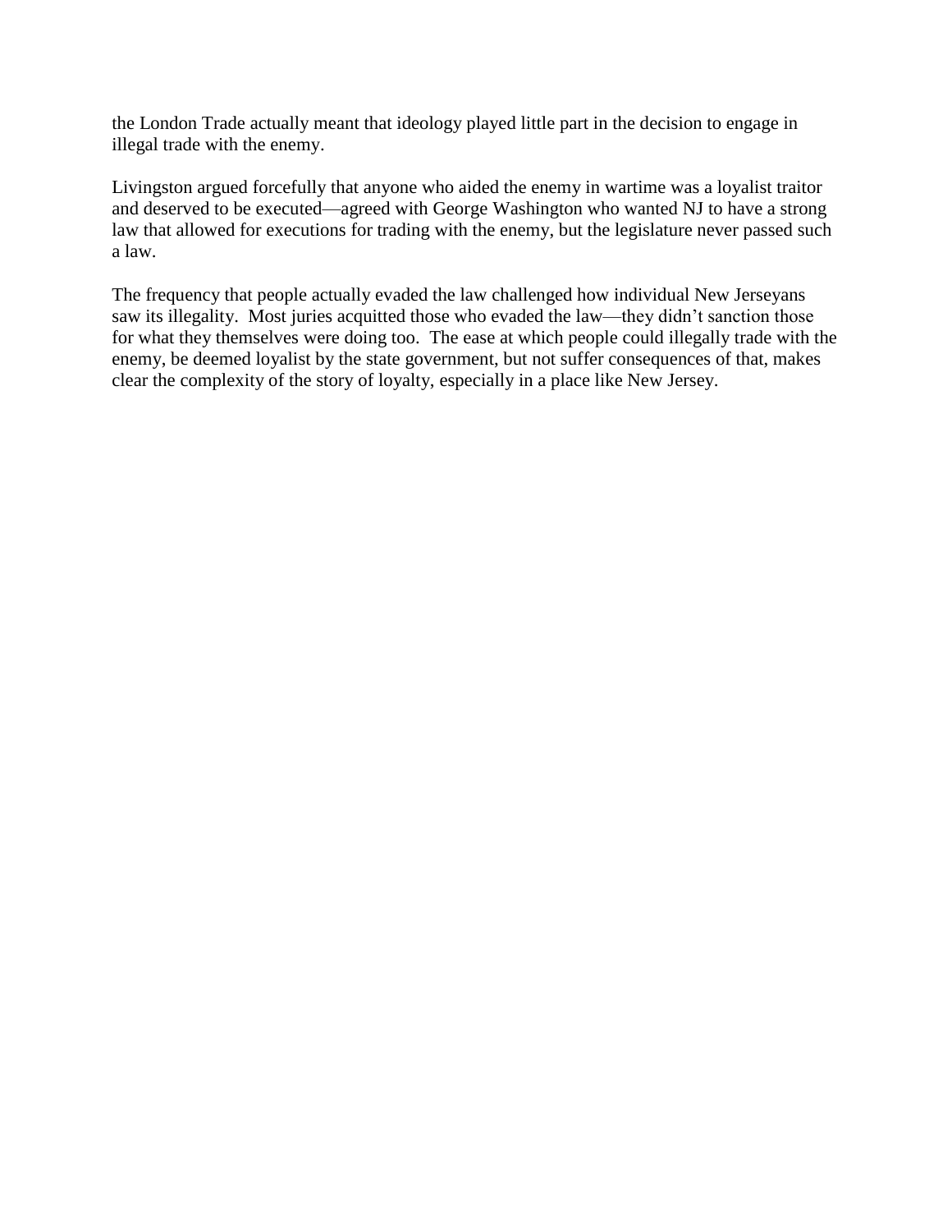the London Trade actually meant that ideology played little part in the decision to engage in illegal trade with the enemy.

Livingston argued forcefully that anyone who aided the enemy in wartime was a loyalist traitor and deserved to be executed—agreed with George Washington who wanted NJ to have a strong law that allowed for executions for trading with the enemy, but the legislature never passed such a law.

The frequency that people actually evaded the law challenged how individual New Jerseyans saw its illegality. Most juries acquitted those who evaded the law—they didn't sanction those for what they themselves were doing too. The ease at which people could illegally trade with the enemy, be deemed loyalist by the state government, but not suffer consequences of that, makes clear the complexity of the story of loyalty, especially in a place like New Jersey.